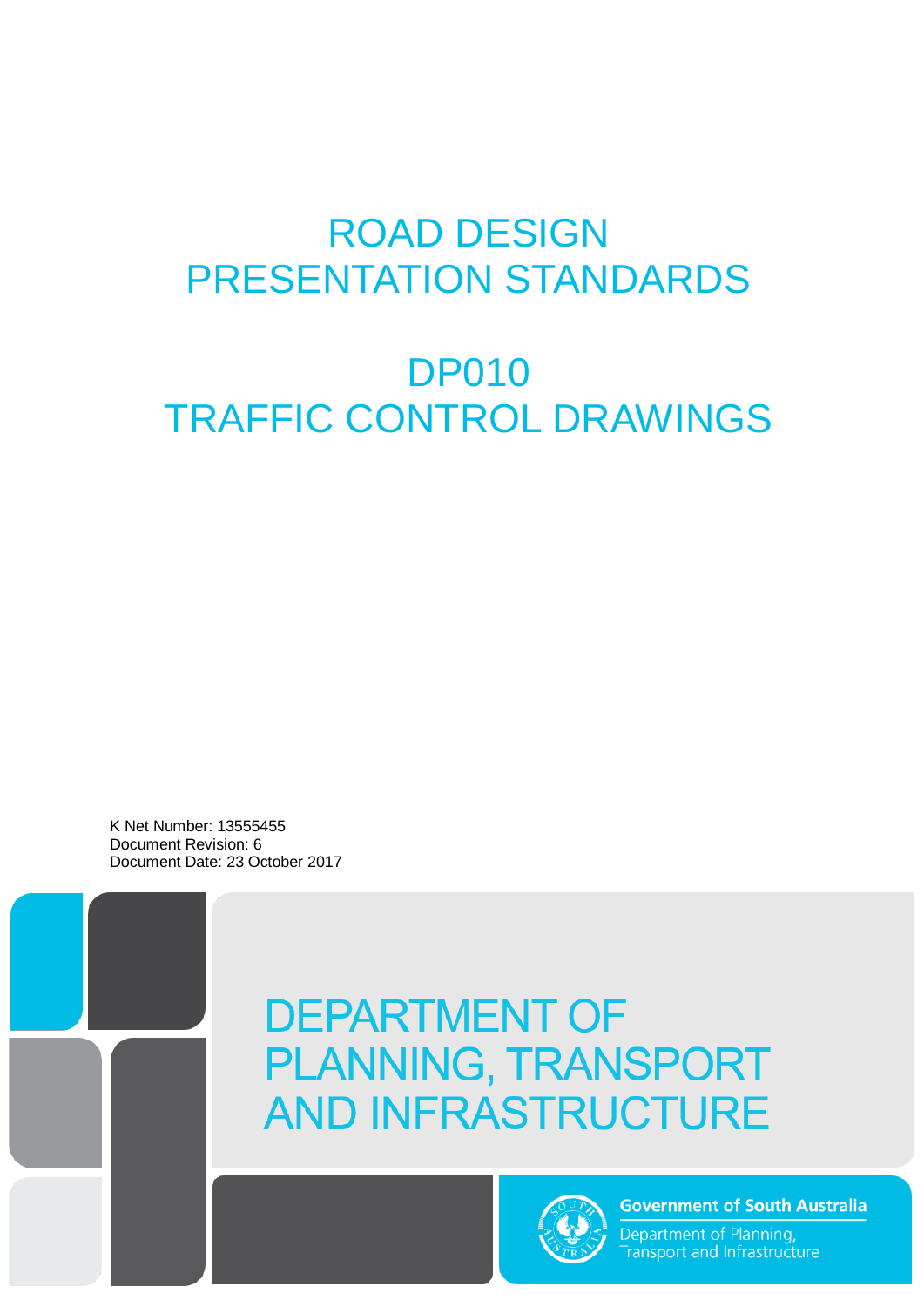# ROAD DESIGN PRESENTATION STANDARDS

# DP010 TRAFFIC CONTROL DRAWINGS

K Net Number: 13555455
Document Revision: 6
Document Date: 23 October 2017

DEPARTMENT OF PLANNING, TRANSPORT AND INFRASTRUCTURE

Government of South Australia
Department of Planning, Transport and Infrastructure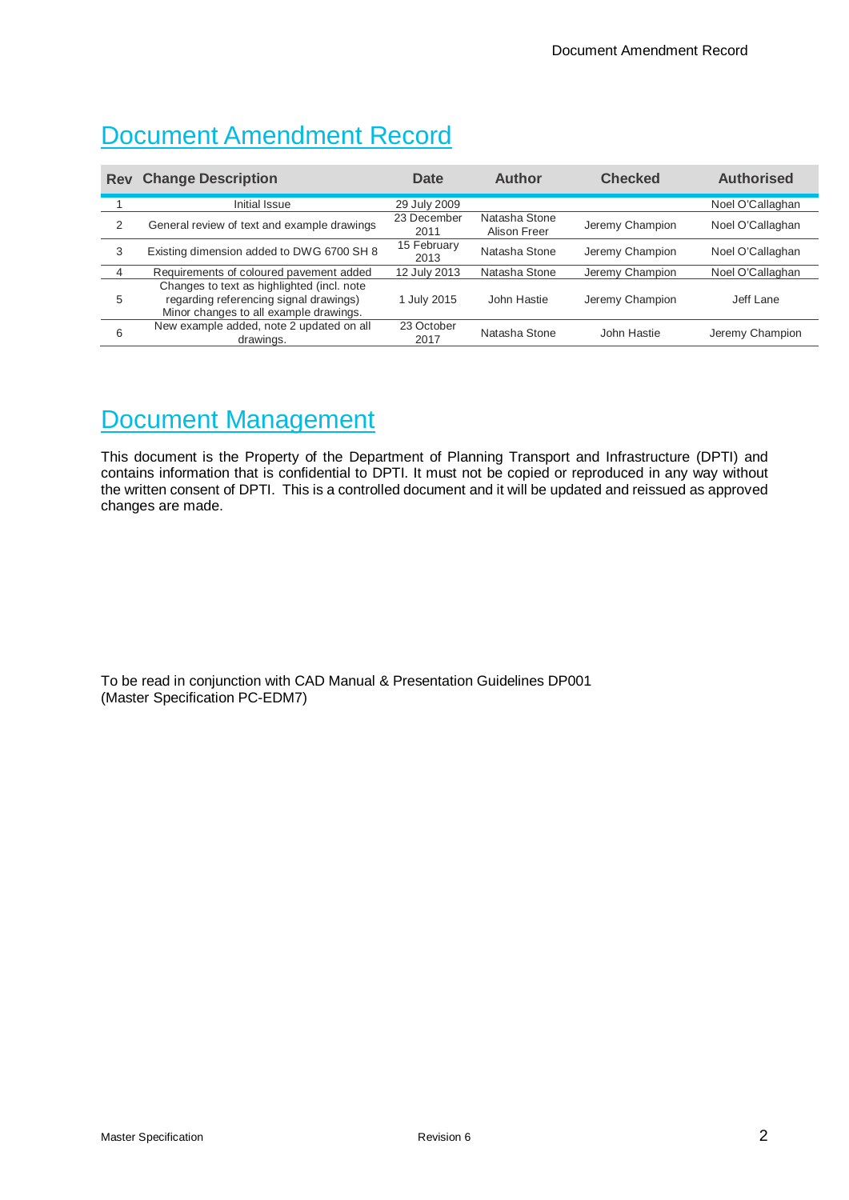# Document Amendment Record

| Rev | Change Description | Date | Author | Checked | Authorised |
|---|---|---|---|---|---|
| 1 | Initial Issue | 29 July 2009 | | | Noel O'Callaghan |
| 2 | General review of text and example drawings | 23 December 2011 | Natasha Stone Alison Freer | Jeremy Champion | Noel O'Callaghan |
| 3 | Existing dimension added to DWG 6700 SH 8 | 15 February 2013 | Natasha Stone | Jeremy Champion | Noel O'Callaghan |
| 4 | Requirements of coloured pavement added | 12 July 2013 | Natasha Stone | Jeremy Champion | Noel O'Callaghan |
| 5 | Changes to text as highlighted (incl. note regarding referencing signal drawings) Minor changes to all example drawings. | 1 July 2015 | John Hastie | Jeremy Champion | Jeff Lane |
| 6 | New example added, note 2 updated on all drawings. | 23 October 2017 | Natasha Stone | John Hastie | Jeremy Champion |

# Document Management

This document is the Property of the Department of Planning Transport and Infrastructure (DPTI) and contains information that is confidential to DPTI. It must not be copied or reproduced in any way without the written consent of DPTI. This is a controlled document and it will be updated and reissued as approved changes are made.

To be read in conjunction with CAD Manual & Presentation Guidelines DP001 (Master Specification PC-EDM7)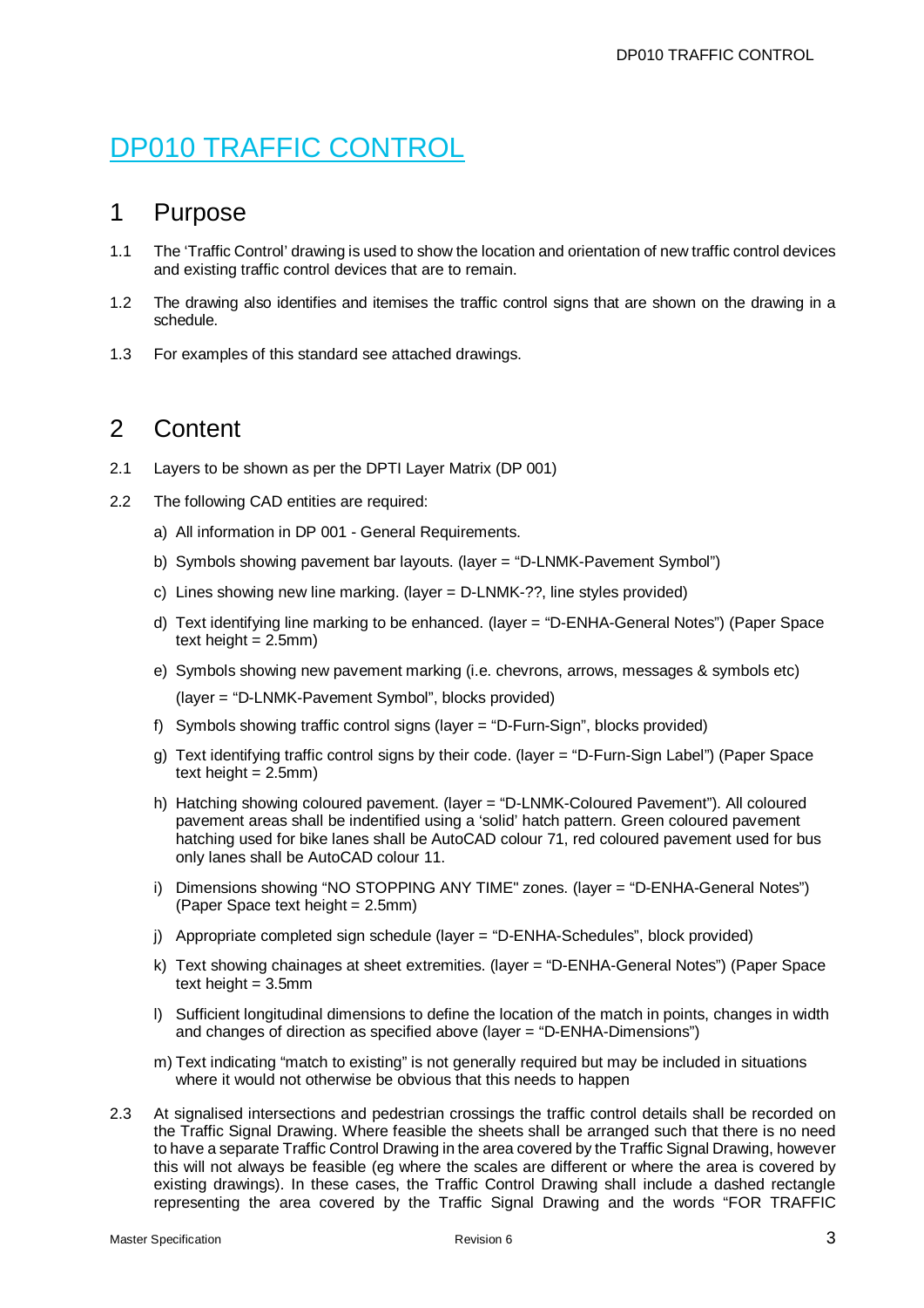# DP010 TRAFFIC CONTROL

## 1 Purpose

1.1 The 'Traffic Control' drawing is used to show the location and orientation of new traffic control devices and existing traffic control devices that are to remain.

1.2 The drawing also identifies and itemises the traffic control signs that are shown on the drawing in a schedule.

1.3 For examples of this standard see attached drawings.

## 2 Content

2.1 Layers to be shown as per the DPTI Layer Matrix (DP 001)

2.2 The following CAD entities are required:

a) All information in DP 001 - General Requirements.

b) Symbols showing pavement bar layouts. (layer = "D-LNMK-Pavement Symbol")

c) Lines showing new line marking. (layer = D-LNMK-??, line styles provided)

d) Text identifying line marking to be enhanced. (layer = "D-ENHA-General Notes") (Paper Space text height = 2.5mm)

e) Symbols showing new pavement marking (i.e. chevrons, arrows, messages & symbols etc)

(layer = "D-LNMK-Pavement Symbol", blocks provided)

f) Symbols showing traffic control signs (layer = "D-Furn-Sign", blocks provided)

g) Text identifying traffic control signs by their code. (layer = "D-Furn-Sign Label") (Paper Space text height = 2.5mm)

h) Hatching showing coloured pavement. (layer = "D-LNMK-Coloured Pavement"). All coloured pavement areas shall be indentified using a 'solid' hatch pattern. Green coloured pavement hatching used for bike lanes shall be AutoCAD colour 71, red coloured pavement used for bus only lanes shall be AutoCAD colour 11.

i) Dimensions showing "NO STOPPING ANY TIME" zones. (layer = "D-ENHA-General Notes") (Paper Space text height = 2.5mm)

j) Appropriate completed sign schedule (layer = "D-ENHA-Schedules", block provided)

k) Text showing chainages at sheet extremities. (layer = "D-ENHA-General Notes") (Paper Space text height = 3.5mm

l) Sufficient longitudinal dimensions to define the location of the match in points, changes in width and changes of direction as specified above (layer = "D-ENHA-Dimensions")

m) Text indicating "match to existing" is not generally required but may be included in situations where it would not otherwise be obvious that this needs to happen

2.3 At signalised intersections and pedestrian crossings the traffic control details shall be recorded on the Traffic Signal Drawing. Where feasible the sheets shall be arranged such that there is no need to have a separate Traffic Control Drawing in the area covered by the Traffic Signal Drawing, however this will not always be feasible (eg where the scales are different or where the area is covered by existing drawings). In these cases, the Traffic Control Drawing shall include a dashed rectangle representing the area covered by the Traffic Signal Drawing and the words "FOR TRAFFIC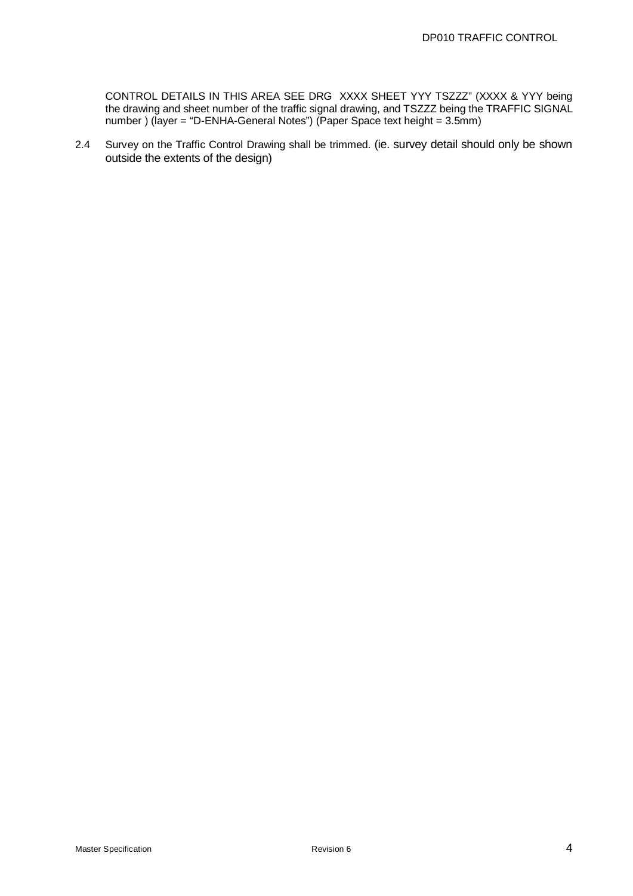CONTROL DETAILS IN THIS AREA SEE DRG XXXX SHEET YYY TSZZZ" (XXXX & YYY being the drawing and sheet number of the traffic signal drawing, and TSZZZ being the TRAFFIC SIGNAL number ) (layer = "D-ENHA-General Notes") (Paper Space text height = 3.5mm)

2.4 Survey on the Traffic Control Drawing shall be trimmed. (ie. survey detail should only be shown outside the extents of the design)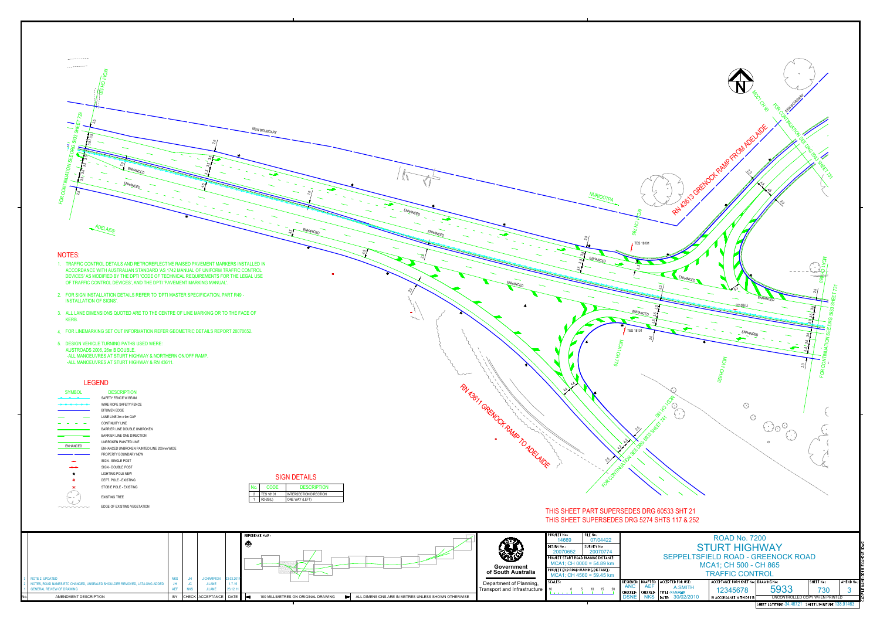## NOTES:

1. TRAFFIC CONTROL DETAILS AND RETROREFLECTIVE RAISED PAVEMENT MARKERS INSTALLED IN ACCORDANCE WITH AUSTRALIAN STANDARD 'AS 1742 MANUAL OF UNIFORM TRAFFIC CONTROL DEVICES' AS MODIFIED BY THE DPTI 'CODE OF TECHNICAL REQUIREMENTS FOR THE LEGAL USE OF TRAFFIC CONTROL DEVICES', AND THE DPTI 'PAVEMENT MARKING MANUAL'.
2. FOR SIGN INSTALLATION DETAILS REFER TO 'DPTI MASTER SPECIFICATION, PART R49 - INSTALLATION OF SIGNS'.
3. ALL LANE DIMENSIONS QUOTED ARE TO THE CENTRE OF LINE MARKING OR TO THE FACE OF KERB.
4. FOR LINEMARKING SET OUT INFORMATION REFER GEOMETRIC DETAILS REPORT 20070652.
5. DESIGN VEHICLE TURNING PATHS USED WERE:
   AUSTROADS 2006, 26m B DOUBLE.
   -ALL MANOEUVRES AT STURT HIGHWAY & NORTHERN ON/OFF RAMP.
   -ALL MANOEUVRES AT STURT HIGHWAY & RN 43611.

## LEGEND

| SYMBOL | DESCRIPTION |
|---|---|
| | SAFETY FENCE W BEAM |
| | WIRE ROPE SAFETY FENCE |
| | BITUMEN EDGE |
| | LANE LINE 3m x 9m GAP |
| | CONTINUITY LINE |
| | BARRIER LINE DOUBLE UNBROKEN |
| | BARRIER LINE ONE DIRECTION |
| | UNBROKEN PAINTED LINE |
| ENHANCED | ENHANCED UNBROKEN PAINTED LINE 200mm WIDE |
| | PROPERTY BOUNDARY NEW |
| | SIGN - SINGLE POST |
| | SIGN - DOUBLE POST |
| | LIGHTING POLE NEW |
| | DEPT. POLE - EXISTING |
| | STOBIE POLE - EXISTING |
| | EXISTING TREE |
| | EDGE OF EXISTING VEGETATION |

## SIGN DETAILS

| No. | CODE | DESCRIPTION |
|---|---|---|
| 2 | TES 18101 | INTERSECTION DIRECTION |
| 1 | R2-2B(L) | ONE WAY (LEFT) |

ADELAIDE

NEW BOUNDARY

NURIOOTPA

RN 43613 GREENOCK RAMP FROM ADELAIDE

RN 43611 GREENOCK RAMP TO ADELAIDE

FOR CONTINUATION SEE DRG 5933 SHEET 729

FOR CONTINUATION SEE DRG 5933 SHEET 731

FOR CONTINUATION SEE DRG 5933 SHEET 741

MCA1 CH 850 · MCA1 CH 770 · MCA1 CH 800 · MCA1 CH 820 · MCA1 CH 860 · MCCY CH 90 · MCCX CH 860

TES 18101 · R2-2B(L)

THIS SHEET PART SUPERSEDES DRG 60533 SHT 21
THIS SHEET SUPERSEDES DRG 5274 SHTS 117 & 252

| No. | AMENDMENT DESCRIPTION | BY | CHECK | ACCEPTANCE | DATE |
|---|---|---|---|---|---|
| 3 | NOTE 2 UPDATED. | NKS | JH | J.CHAMPION | 23.03.2017 |
| 2 | NOTES, ROAD NAMES ETC CHANGED, UNSEALED SHOULDER REMOVED, LAT/LONG ADDED | JH | JC | J.LANE | 1.7.15 |
| 1 | GENERAL REVIEW OF DRAWING | AEF | NKS | J.LANE | 23.12.11 |

REFERENCE MAP:

100 MILLIMETRES ON ORIGINAL DRAWING — ALL DIMENSIONS ARE IN METRES UNLESS SHOWN OTHERWISE

Government of South Australia
Department of Planning, Transport and Infrastructure

PROJECT No.: 14669 | FILE No.: 07/04422
DESIGN No.: 20070652 | SURVEY No.: 20070774
PROJECT START ROAD RUNNING DISTANCE: MCA1; CH 0000 = 54.89 km
PROJECT END ROAD RUNNING DISTANCE: MCA1; CH 4560 = 59.45 km
SCALES: 10 0 5 10 15 20

ROAD No. 7200
STURT HIGHWAY
SEPPELTSFIELD ROAD - GREENOCK ROAD
MCA1; CH 500 - CH 865
TRAFFIC CONTROL

| DESIGNED: ANC | DRAFTED: AEF | ACCEPTED FOR USE: A.SMITH |
|---|---|---|
| CHECKED: DSNE | CHECKED: NKS | TITLE: MANAGER — DATE: 30/02/2010 |

ACCEPTANCE FORM KNET No.: 12345678 — IN ACCORDANCE WITH DP113
DRAWING No.: 5933 | SHEET No.: 730 | AMEND No.: 3
UNCONTROLLED COPY WHEN PRINTED
SHEET LATITUDE -34.46721 SHEET LONGITUDE 138.91463
CAD FILE NAME: DRG EXAMPLE.DWG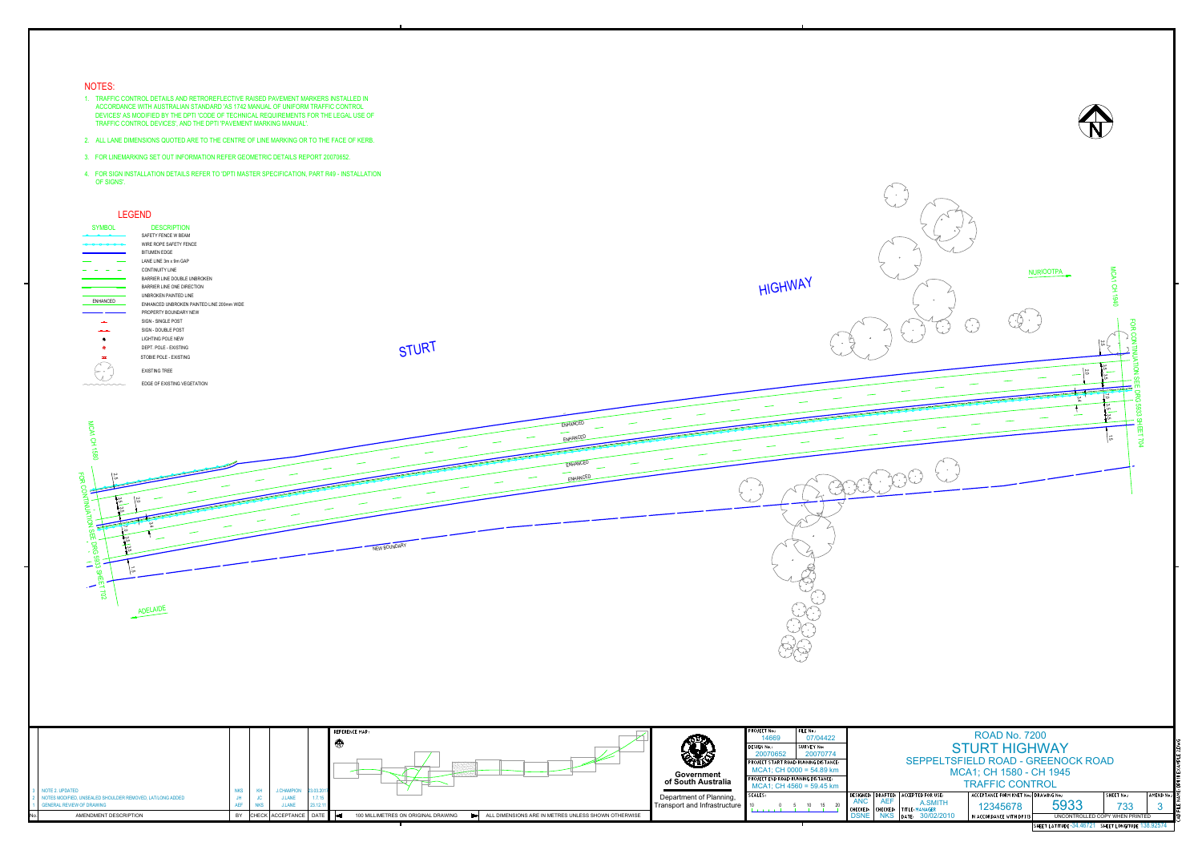## NOTES:

1. TRAFFIC CONTROL DETAILS AND RETROREFLECTIVE RAISED PAVEMENT MARKERS INSTALLED IN ACCORDANCE WITH AUSTRALIAN STANDARD 'AS 1742 MANUAL OF UNIFORM TRAFFIC CONTROL DEVICES' AS MODIFIED BY THE DPTI 'CODE OF TECHNICAL REQUIREMENTS FOR THE LEGAL USE OF TRAFFIC CONTROL DEVICES', AND THE DPTI 'PAVEMENT MARKING MANUAL'.
2. ALL LANE DIMENSIONS QUOTED ARE TO THE CENTRE OF LINE MARKING OR TO THE FACE OF KERB.
3. FOR LINEMARKING SET OUT INFORMATION REFER GEOMETRIC DETAILS REPORT 20070652.
4. FOR SIGN INSTALLATION DETAILS REFER TO 'DPTI MASTER SPECIFICATION, PART R49 - INSTALLATION OF SIGNS'.

## LEGEND

| SYMBOL | DESCRIPTION |
|---|---|
| | SAFETY FENCE W BEAM |
| | WIRE ROPE SAFETY FENCE |
| | BITUMEN EDGE |
| | LANE LINE 3m x 9m GAP |
| | CONTINUITY LINE |
| | BARRIER LINE DOUBLE UNBROKEN |
| | BARRIER LINE ONE DIRECTION |
| | UNBROKEN PAINTED LINE |
| ENHANCED | ENHANCED UNBROKEN PAINTED LINE 200mm WIDE |
| | PROPERTY BOUNDARY NEW |
| | SIGN - SINGLE POST |
| | SIGN - DOUBLE POST |
| | LIGHTING POLE NEW |
| | DEPT. POLE - EXISTING |
| | STOBIE POLE - EXISTING |
| | EXISTING TREE |
| | EDGE OF EXISTING VEGETATION |

STURT HIGHWAY

NURIOOTPA

ADELAIDE

MCA1 CH 1580

MCA1 CH 1940

FOR CONTINUATION SEE DRG 5933 SHEET 732

FOR CONTINUATION SEE DRG 5933 SHEET 734

NEW BOUNDARY

ENHANCED

| No. | AMENDMENT DESCRIPTION | BY | CHECK | ACCEPTANCE | DATE |
|---|---|---|---|---|---|
| 3 | NOTE 2. UPDATED | NKS | KH | J.CHAMPION | 23.03.2011 |
| 2 | NOTES MODIFIED, UNSEALED SHOULDER REMOVED, LAT/LONG ADDED | JH | JC | J.LANE | 1.7.15 |
| 1 | GENERAL REVIEW OF DRAWING | AEF | NKS | J.LANE | 23.12.11 |

REFERENCE MAP:

100 MILLIMETRES ON ORIGINAL DRAWING

ALL DIMENSIONS ARE IN METRES UNLESS SHOWN OTHERWISE

Government of South Australia

Department of Planning, Transport and Infrastructure

PROJECT No.: 14669 | FILE No.: 07/04422

DESIGN No.: 20070652 | SURVEY No.: 20070774

PROJECT START ROAD RUNNING DISTANCE: MCA1; CH 0000 = 54.89 km

PROJECT END ROAD RUNNING DISTANCE: MCA1; CH 4560 = 59.45 km

SCALES: 10 0 5 10 15 20

# ROAD No. 7200
# STURT HIGHWAY
## SEPPELTSFIELD ROAD - GREENOCK ROAD
## MCA1; CH 1580 - CH 1945
## TRAFFIC CONTROL

DESIGNED: ANC | DRAFTED: AEF | ACCEPTED FOR USE: A.SMITH

CHECKED: DSNE | CHECKED: NKS | TITLE: MANAGER | DATE: 30/02/2010

ACCEPTANCE FORM SHEET No.: 12345678 (IN ACCORDANCE WITH DP113)

DRAWING No.: 5933 | SHEET No.: 733 | AMEND No.: 3

UNCONTROLLED COPY WHEN PRINTED

SHEET LATITUDE -34.46721 | SHEET LONGITUDE 138.92574

CAD FILE NAME: DPTI EXAMPLE 3.DWG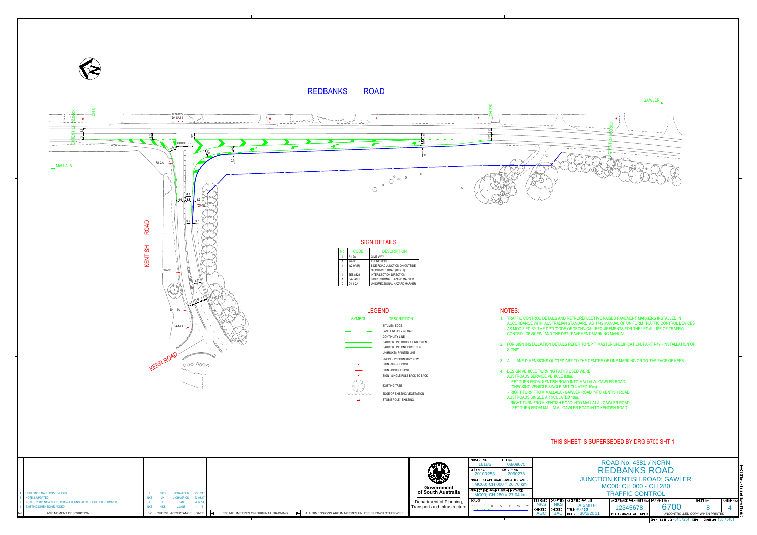# REDBANKS ROAD

KENTISH ROAD

MALLALA

GAWLER

KERR ROAD

## SIGN DETAILS

| No. | CODE | DESCRIPTION |
|---|---|---|
| 1 | R1-2A | GIVE WAY |
| 1 | W2-3B | T JUNCTION |
| 1 | W2-9A(R) | SIDE ROAD JUNCTION ON OUTSIDE OF CURVED ROAD (RIGHT) |
| 1 | TES 8829 | INTERSECTION DIRECTION |
| 1 | D4-SA2-1 | BIDIRECTIONAL HAZARD MARKER |
| 2 | D4-1-2A | UNIDIRECTIONAL HAZARD MARKER |

## LEGEND

| SYMBOL | DESCRIPTION |
|---|---|
| | BITUMEN EDGE |
| | LANE LINE 3m x 9m GAP |
| | CONTINUITY LINE |
| | BARRIER LINE DOUBLE UNBROKEN |
| | BARRIER LINE ONE DIRECTION |
| | UNBROKEN PAINTED LINE |
| | PROPERTY BOUNDARY NEW |
| | SIGN - SINGLE POST |
| | SIGN - DOUBLE POST |
| | SIGN - SINGLE POST BACK TO BACK |
| | EXISTING TREE |
| | EDGE OF EXISTING VEGETATION |
| | STOBIE POLE - EXISTING |

## NOTES:

1. TRAFFIC CONTROL DETAILS AND RETROREFLECTIVE RAISED PAVEMENT MARKERS INSTALLED IN ACCORDANCE WITH AUSTRALIAN STANDARD 'AS 1742 MANUAL OF UNIFORM TRAFFIC CONTROL DEVICES' AS MODIFIED BY THE DPTI 'CODE OF TECHNICAL REQUIREMENTS FOR THE LEGAL USE OF TRAFFIC CONTROL DEVICES', AND THE DPTI 'PAVEMENT MARKING MANUAL'.
2. FOR SIGN INSTALLATION DETAILS REFER TO 'DPTI MASTER SPECIFICATION, PART R49 - INSTALLATION OF SIGNS'.
3. ALL LANE DIMENSIONS QUOTED ARE TO THE CENTRE OF LINE MARKING OR TO THE FACE OF KERB.
4. DESIGN VEHICLE TURNING PATHS USED WERE:
   AUSTROADS SERVICE VEHICLE 8.8m,
   - LEFT TURN FROM KENTISH ROAD INTO MALLALA- GAWLER ROAD.
   - (CHECKING VEHICLE SINGLE ARTICULATED 19m)
   - RIGHT TURN FROM MALLALA - GAWLER ROAD INTO KENTISH ROAD.
   AUSTROADS SINGLE ARTICULATED 19m,
   - RIGHT TURN FROM KENTISH ROAD INTO MALLALA - GAWLER ROAD.
   - LEFT TURN FROM MALLALA - GAWLER ROAD INTO KENTISH ROAD.

THIS SHEET IS SUPERSEDED BY DRG 6700 SHT 1

| No. | AMENDMENT DESCRIPTION | BY | CHECK | ACCEPTANCE | DATE |
|---|---|---|---|---|---|
| 4 | EDGELINES MADE CONTINUOUS | JH | NKS | J.CHAMPION | 23/10/17 |
| 3 | NOTE 2. UPDATED | NKS | JH | J.CHAMPION | 23.03.17 |
| 2 | NOTES, ROAD NAMES ETC CHANGED, UNSEALED SHOULDER REMOVED | JH | JC | J.LANE | 4.12.14 |
| 1 | EXISTING DIMENSIONS ADDED | NKS | NKS | J.LANE | 1.1.13 |

100 MILLIMETRES ON ORIGINAL DRAWING — ALL DIMENSIONS ARE IN METRES UNLESS SHOWN OTHERWISE

Government of South Australia — Department of Planning, Transport and Infrastructure

PROJECT No.: 16185 — FILE No.: 08/09075
DESIGN No.: 20100253 — SURVEY No.: 2090273
PROJECT START ROAD RUNNING DISTANCE: MC00; CH 000 = 26.76 km
PROJECT END ROAD RUNNING DISTANCE: MC00; CH 280 = 27.04 km
SCALES: 10 0 5 10 15 20

DESIGNED: NKS — DRAFTED: NKS — ACCEPTED FOR USE: A.SMITH
CHECKED: ABC — CHECKED: BAC — TITLE: MANAGER — DATE: 30/2/2011

ROAD No. 4381 / NCRN
REDBANKS ROAD
JUNCTION KENTISH ROAD; GAWLER
MC00: CH 000 - CH 280
TRAFFIC CONTROL

ACCEPTANCE FORM SHEET No.: 12345678 — IN ACCORDANCE WITH DPI13
DRAWING No.: 6700 — SHEET No.: 8 — AMEND No.: 4
UNCONTROLLED COPY WHEN PRINTED
SHEET LATITUDE -34.57254 — SHEET LONGITUDE 138.73481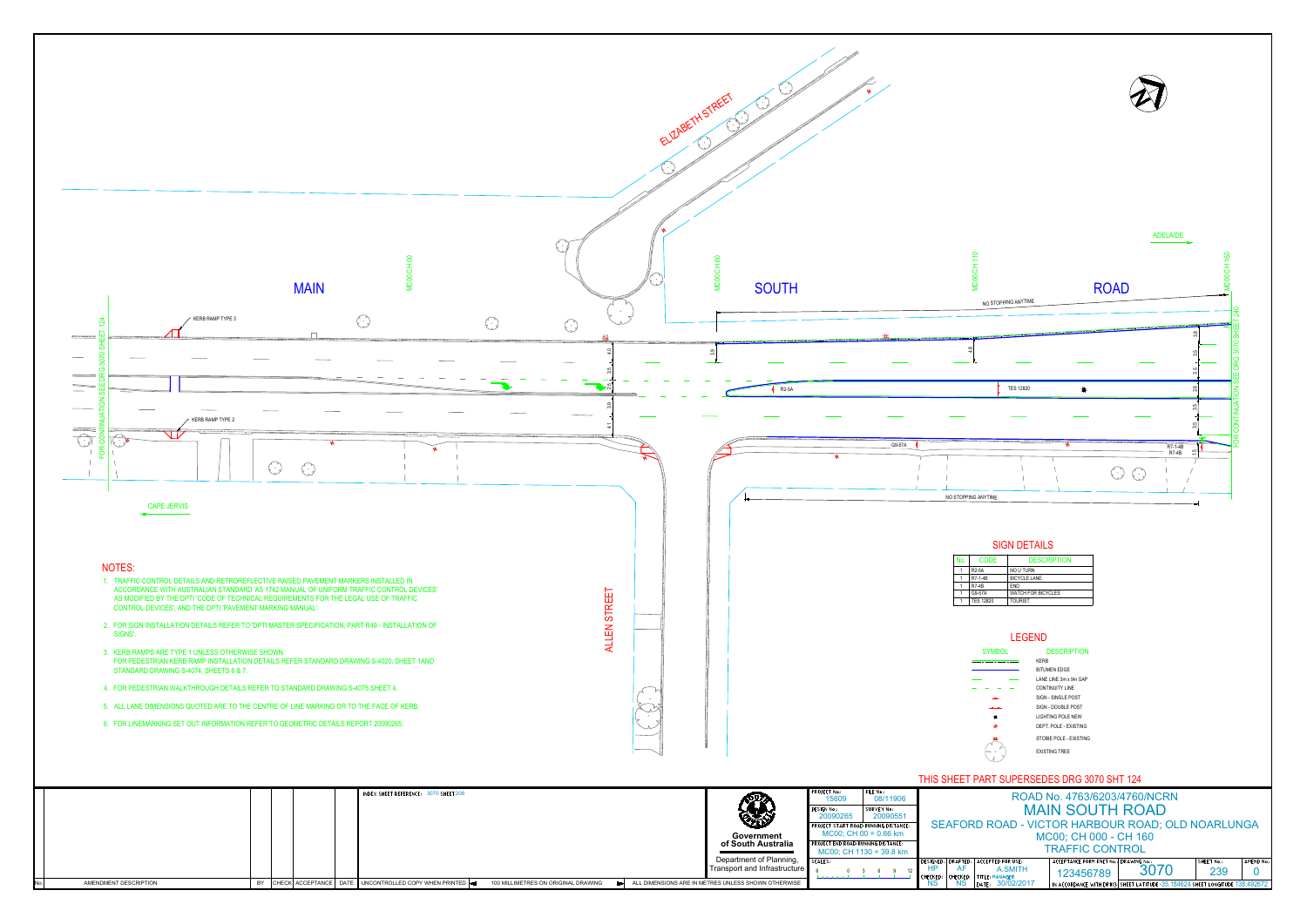ELIZABETH STREET

MAIN SOUTH ROAD

MC00 CH 00 · MC00 CH 60 · MC00 CH 110 · MC00 CH 160

ADELAIDE

CAPE JERVIS

ALLEN STREET

KERB RAMP TYPE 3

KERB RAMP TYPE 2

NO STOPPING ANYTIME

NO STOPPING ANYTIME

TES 12820

R2-5A

G9-57A

R7-1-4B
R7-4B

FOR CONTINUATION SEE DRG 3070 SHEET 124

FOR CONTINUATION SEE DRG 3070 SHEET 240

## NOTES:

1. TRAFFIC CONTROL DETAILS AND RETROREFLECTIVE RAISED PAVEMENT MARKERS INSTALLED IN ACCORDANCE WITH AUSTRALIAN STANDARD AS 1742 MANUAL OF UNIFORM TRAFFIC CONTROL DEVICES' AS MODIFIED BY THE DPTI 'CODE OF TECHNICAL REQUIREMENTS FOR THE LEGAL USE OF TRAFFIC CONTROL DEVICES', AND THE DPTI 'PAVEMENT MARKING MANUAL'.
2. FOR SIGN INSTALLATION DETAILS REFER TO 'DPTI MASTER SPECIFICATION, PART R49 - INSTALLATION OF SIGNS'.
3. KERB RAMPS ARE TYPE 1 UNLESS OTHERWISE SHOWN. FOR PEDESTRIAN KERB RAMP INSTALLATION DETAILS REFER STANDARD DRAWING S-4020, SHEET 1 AND STANDARD DRAWING S-4074, SHEETS 6 & 7.
4. FOR PEDESTRIAN WALKTHROUGH DETAILS REFER TO STANDARD DRAWING S-4075 SHEET 4.
5. ALL LANE DIMENSIONS QUOTED ARE TO THE CENTRE OF LINE MARKING OR TO THE FACE OF KERB.
6. FOR LINEMARKING SET OUT INFORMATION REFER TO GEOMETRIC DETAILS REPORT 20090265.

## SIGN DETAILS

| No. | CODE | DESCRIPTION |
|---|---|---|
| 1 | R2-5A | NO U TURN |
| 1 | R7-1-4B | BICYCLE LANE |
| 1 | R7-4B | END |
| 1 | G9-57A | WATCH FOR BICYCLES |
| 1 | TES 12820 | TOURIST |

## LEGEND

| SYMBOL | DESCRIPTION |
|---|---|
| | KERB |
| | BITUMEN EDGE |
| | LANE LINE 3m x 9m GAP |
| | CONTINUITY LINE |
| | SIGN - SINGLE POST |
| | SIGN - DOUBLE POST |
| | LIGHTING POLE NEW |
| | DEPT. POLE - EXISTING |
| | STOBIE POLE - EXISTING |
| | EXISTING TREE |

THIS SHEET PART SUPERSEDES DRG 3070 SHT 124

INDEX SHEET REFERENCE: 3070 SHEET 206

| No. | AMENDMENT DESCRIPTION | BY | CHECK | ACCEPTANCE | DATE |
|---|---|---|---|---|---|

UNCONTROLLED COPY WHEN PRINTED · 100 MILLIMETRES ON ORIGINAL DRAWING · ALL DIMENSIONS ARE IN METRES UNLESS SHOWN OTHERWISE

Government of South Australia
Department of Planning, Transport and Infrastructure

PROJECT No.: 15609 · FILE No.: 08/11906
DESIGN No.: 20090265 · SURVEY No.: 20090551
PROJECT START ROAD RUNNING DISTANCE: MC00; CH 00 = 0.66 km
PROJECT END ROAD RUNNING DISTANCE: MC00; CH 1130 = 39.8 km
SCALES: 0 3 6 9 12

ROAD No. 4763/6203/4760/NCRN
MAIN SOUTH ROAD
SEAFORD ROAD - VICTOR HARBOUR ROAD; OLD NOARLUNGA
MC00; CH 000 - CH 160
TRAFFIC CONTROL

DESIGNED: HP · DRAFTED: AF · ACCEPTED FOR USE: A.SMITH
CHECKED: NS · CHECKED: NS · TITLE: MANAGER · DATE: 30/02/2017
ACCEPTANCE FORM SHEET No.: 123456789 · DRAWING No.: 3070 · SHEET No.: 239 · AMEND No.: 0
IN ACCORDANCE WITH DPTI'S · SHEET LATITUDE -35.184624 · SHEET LONGITUDE 138.492672